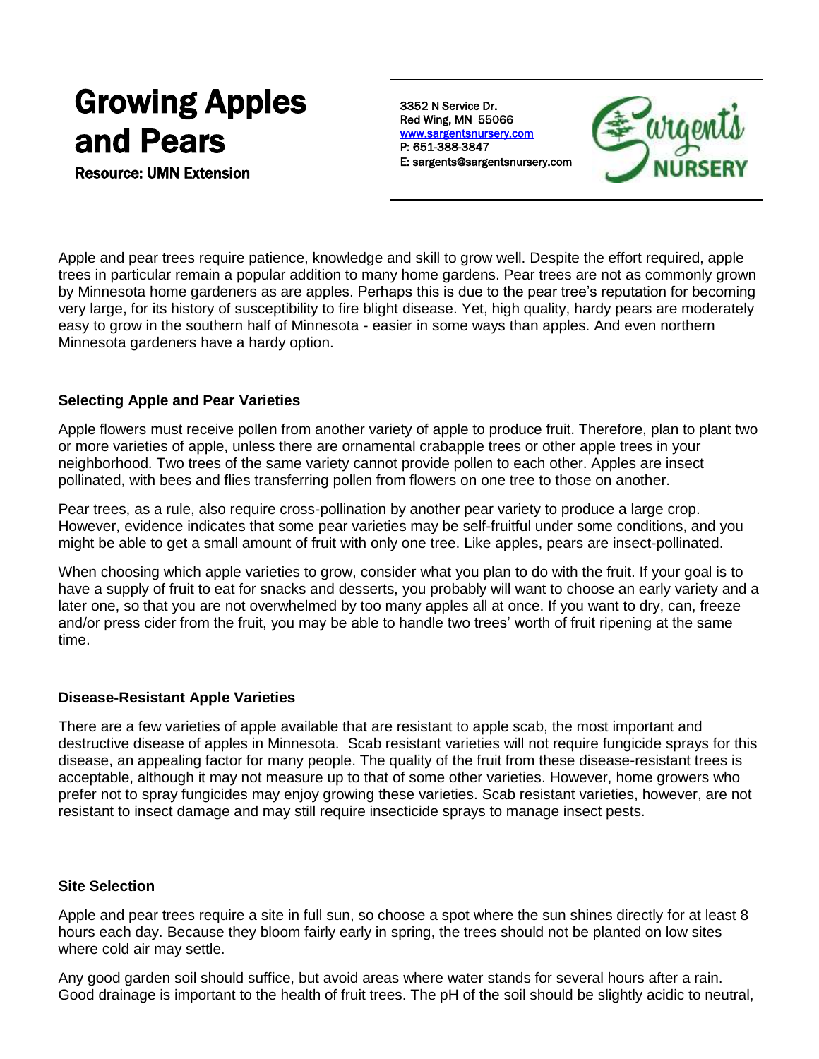# Growing Apples and Pears

**Resource: UMN Extension**

3352 N Service Dr.
Red Wing, MN 55066
www.sargentsnursery.com
P: 651-388-3847
E: sargents@sargentsnursery.com

Sargent's NURSERY

Apple and pear trees require patience, knowledge and skill to grow well. Despite the effort required, apple trees in particular remain a popular addition to many home gardens. Pear trees are not as commonly grown by Minnesota home gardeners as are apples. Perhaps this is due to the pear tree's reputation for becoming very large, for its history of susceptibility to fire blight disease. Yet, high quality, hardy pears are moderately easy to grow in the southern half of Minnesota - easier in some ways than apples. And even northern Minnesota gardeners have a hardy option.

### Selecting Apple and Pear Varieties

Apple flowers must receive pollen from another variety of apple to produce fruit. Therefore, plan to plant two or more varieties of apple, unless there are ornamental crabapple trees or other apple trees in your neighborhood. Two trees of the same variety cannot provide pollen to each other. Apples are insect pollinated, with bees and flies transferring pollen from flowers on one tree to those on another.

Pear trees, as a rule, also require cross-pollination by another pear variety to produce a large crop. However, evidence indicates that some pear varieties may be self-fruitful under some conditions, and you might be able to get a small amount of fruit with only one tree. Like apples, pears are insect-pollinated.

When choosing which apple varieties to grow, consider what you plan to do with the fruit. If your goal is to have a supply of fruit to eat for snacks and desserts, you probably will want to choose an early variety and a later one, so that you are not overwhelmed by too many apples all at once. If you want to dry, can, freeze and/or press cider from the fruit, you may be able to handle two trees' worth of fruit ripening at the same time.

### Disease-Resistant Apple Varieties

There are a few varieties of apple available that are resistant to apple scab, the most important and destructive disease of apples in Minnesota. Scab resistant varieties will not require fungicide sprays for this disease, an appealing factor for many people. The quality of the fruit from these disease-resistant trees is acceptable, although it may not measure up to that of some other varieties. However, home growers who prefer not to spray fungicides may enjoy growing these varieties. Scab resistant varieties, however, are not resistant to insect damage and may still require insecticide sprays to manage insect pests.

### Site Selection

Apple and pear trees require a site in full sun, so choose a spot where the sun shines directly for at least 8 hours each day. Because they bloom fairly early in spring, the trees should not be planted on low sites where cold air may settle.

Any good garden soil should suffice, but avoid areas where water stands for several hours after a rain. Good drainage is important to the health of fruit trees. The pH of the soil should be slightly acidic to neutral,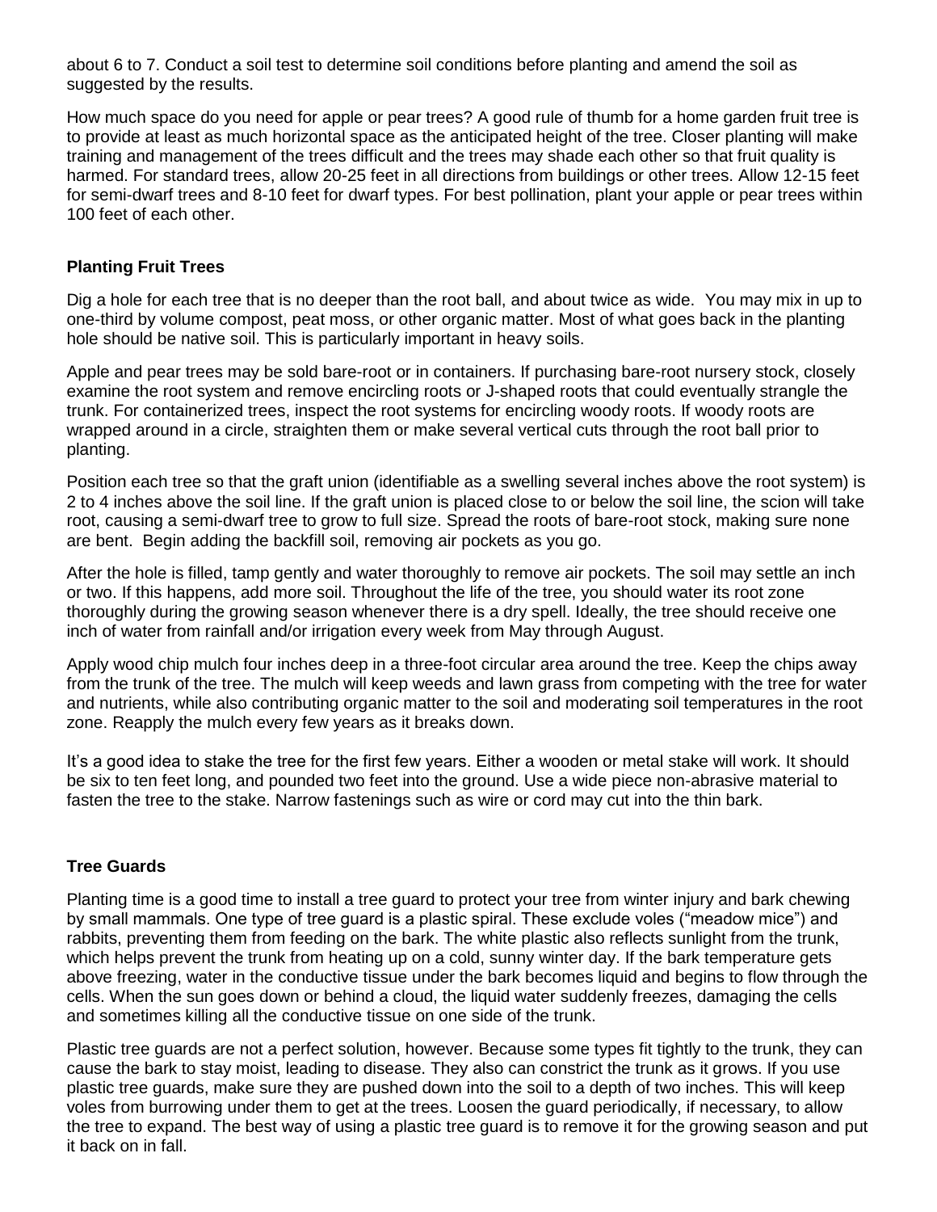about 6 to 7. Conduct a soil test to determine soil conditions before planting and amend the soil as suggested by the results.

How much space do you need for apple or pear trees? A good rule of thumb for a home garden fruit tree is to provide at least as much horizontal space as the anticipated height of the tree. Closer planting will make training and management of the trees difficult and the trees may shade each other so that fruit quality is harmed. For standard trees, allow 20-25 feet in all directions from buildings or other trees. Allow 12-15 feet for semi-dwarf trees and 8-10 feet for dwarf types. For best pollination, plant your apple or pear trees within 100 feet of each other.

## Planting Fruit Trees

Dig a hole for each tree that is no deeper than the root ball, and about twice as wide. You may mix in up to one-third by volume compost, peat moss, or other organic matter. Most of what goes back in the planting hole should be native soil. This is particularly important in heavy soils.

Apple and pear trees may be sold bare-root or in containers. If purchasing bare-root nursery stock, closely examine the root system and remove encircling roots or J-shaped roots that could eventually strangle the trunk. For containerized trees, inspect the root systems for encircling woody roots. If woody roots are wrapped around in a circle, straighten them or make several vertical cuts through the root ball prior to planting.

Position each tree so that the graft union (identifiable as a swelling several inches above the root system) is 2 to 4 inches above the soil line. If the graft union is placed close to or below the soil line, the scion will take root, causing a semi-dwarf tree to grow to full size. Spread the roots of bare-root stock, making sure none are bent. Begin adding the backfill soil, removing air pockets as you go.

After the hole is filled, tamp gently and water thoroughly to remove air pockets. The soil may settle an inch or two. If this happens, add more soil. Throughout the life of the tree, you should water its root zone thoroughly during the growing season whenever there is a dry spell. Ideally, the tree should receive one inch of water from rainfall and/or irrigation every week from May through August.

Apply wood chip mulch four inches deep in a three-foot circular area around the tree. Keep the chips away from the trunk of the tree. The mulch will keep weeds and lawn grass from competing with the tree for water and nutrients, while also contributing organic matter to the soil and moderating soil temperatures in the root zone. Reapply the mulch every few years as it breaks down.

It's a good idea to stake the tree for the first few years. Either a wooden or metal stake will work. It should be six to ten feet long, and pounded two feet into the ground. Use a wide piece non-abrasive material to fasten the tree to the stake. Narrow fastenings such as wire or cord may cut into the thin bark.

## Tree Guards

Planting time is a good time to install a tree guard to protect your tree from winter injury and bark chewing by small mammals. One type of tree guard is a plastic spiral. These exclude voles ("meadow mice") and rabbits, preventing them from feeding on the bark. The white plastic also reflects sunlight from the trunk, which helps prevent the trunk from heating up on a cold, sunny winter day. If the bark temperature gets above freezing, water in the conductive tissue under the bark becomes liquid and begins to flow through the cells. When the sun goes down or behind a cloud, the liquid water suddenly freezes, damaging the cells and sometimes killing all the conductive tissue on one side of the trunk.

Plastic tree guards are not a perfect solution, however. Because some types fit tightly to the trunk, they can cause the bark to stay moist, leading to disease. They also can constrict the trunk as it grows. If you use plastic tree guards, make sure they are pushed down into the soil to a depth of two inches. This will keep voles from burrowing under them to get at the trees. Loosen the guard periodically, if necessary, to allow the tree to expand. The best way of using a plastic tree guard is to remove it for the growing season and put it back on in fall.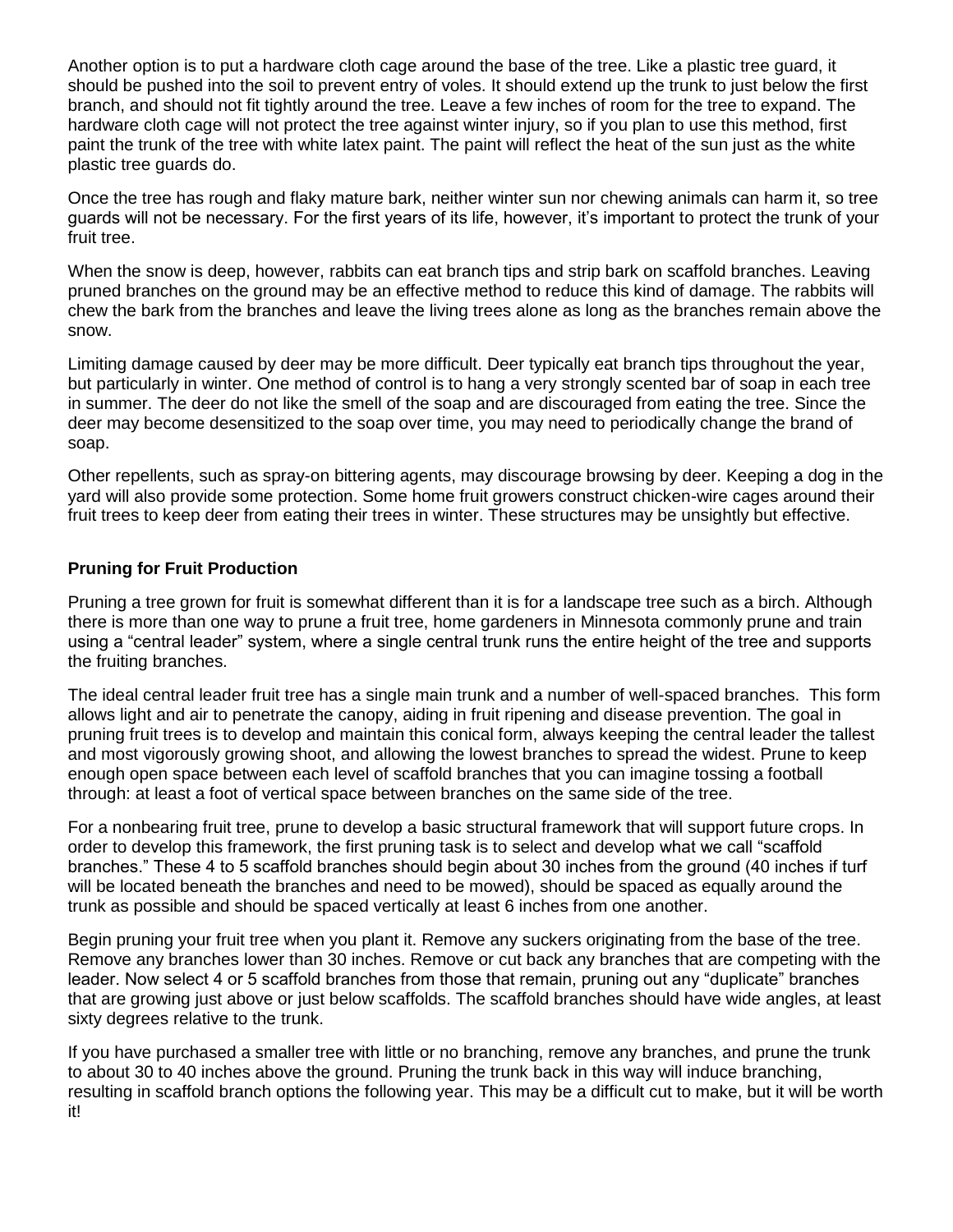Another option is to put a hardware cloth cage around the base of the tree. Like a plastic tree guard, it should be pushed into the soil to prevent entry of voles. It should extend up the trunk to just below the first branch, and should not fit tightly around the tree. Leave a few inches of room for the tree to expand. The hardware cloth cage will not protect the tree against winter injury, so if you plan to use this method, first paint the trunk of the tree with white latex paint. The paint will reflect the heat of the sun just as the white plastic tree guards do.

Once the tree has rough and flaky mature bark, neither winter sun nor chewing animals can harm it, so tree guards will not be necessary. For the first years of its life, however, it's important to protect the trunk of your fruit tree.

When the snow is deep, however, rabbits can eat branch tips and strip bark on scaffold branches. Leaving pruned branches on the ground may be an effective method to reduce this kind of damage. The rabbits will chew the bark from the branches and leave the living trees alone as long as the branches remain above the snow.

Limiting damage caused by deer may be more difficult. Deer typically eat branch tips throughout the year, but particularly in winter. One method of control is to hang a very strongly scented bar of soap in each tree in summer. The deer do not like the smell of the soap and are discouraged from eating the tree. Since the deer may become desensitized to the soap over time, you may need to periodically change the brand of soap.

Other repellents, such as spray-on bittering agents, may discourage browsing by deer. Keeping a dog in the yard will also provide some protection. Some home fruit growers construct chicken-wire cages around their fruit trees to keep deer from eating their trees in winter. These structures may be unsightly but effective.

**Pruning for Fruit Production**

Pruning a tree grown for fruit is somewhat different than it is for a landscape tree such as a birch. Although there is more than one way to prune a fruit tree, home gardeners in Minnesota commonly prune and train using a "central leader" system, where a single central trunk runs the entire height of the tree and supports the fruiting branches.

The ideal central leader fruit tree has a single main trunk and a number of well-spaced branches. This form allows light and air to penetrate the canopy, aiding in fruit ripening and disease prevention. The goal in pruning fruit trees is to develop and maintain this conical form, always keeping the central leader the tallest and most vigorously growing shoot, and allowing the lowest branches to spread the widest. Prune to keep enough open space between each level of scaffold branches that you can imagine tossing a football through: at least a foot of vertical space between branches on the same side of the tree.

For a nonbearing fruit tree, prune to develop a basic structural framework that will support future crops. In order to develop this framework, the first pruning task is to select and develop what we call "scaffold branches." These 4 to 5 scaffold branches should begin about 30 inches from the ground (40 inches if turf will be located beneath the branches and need to be mowed), should be spaced as equally around the trunk as possible and should be spaced vertically at least 6 inches from one another.

Begin pruning your fruit tree when you plant it. Remove any suckers originating from the base of the tree. Remove any branches lower than 30 inches. Remove or cut back any branches that are competing with the leader. Now select 4 or 5 scaffold branches from those that remain, pruning out any "duplicate" branches that are growing just above or just below scaffolds. The scaffold branches should have wide angles, at least sixty degrees relative to the trunk.

If you have purchased a smaller tree with little or no branching, remove any branches, and prune the trunk to about 30 to 40 inches above the ground. Pruning the trunk back in this way will induce branching, resulting in scaffold branch options the following year. This may be a difficult cut to make, but it will be worth it!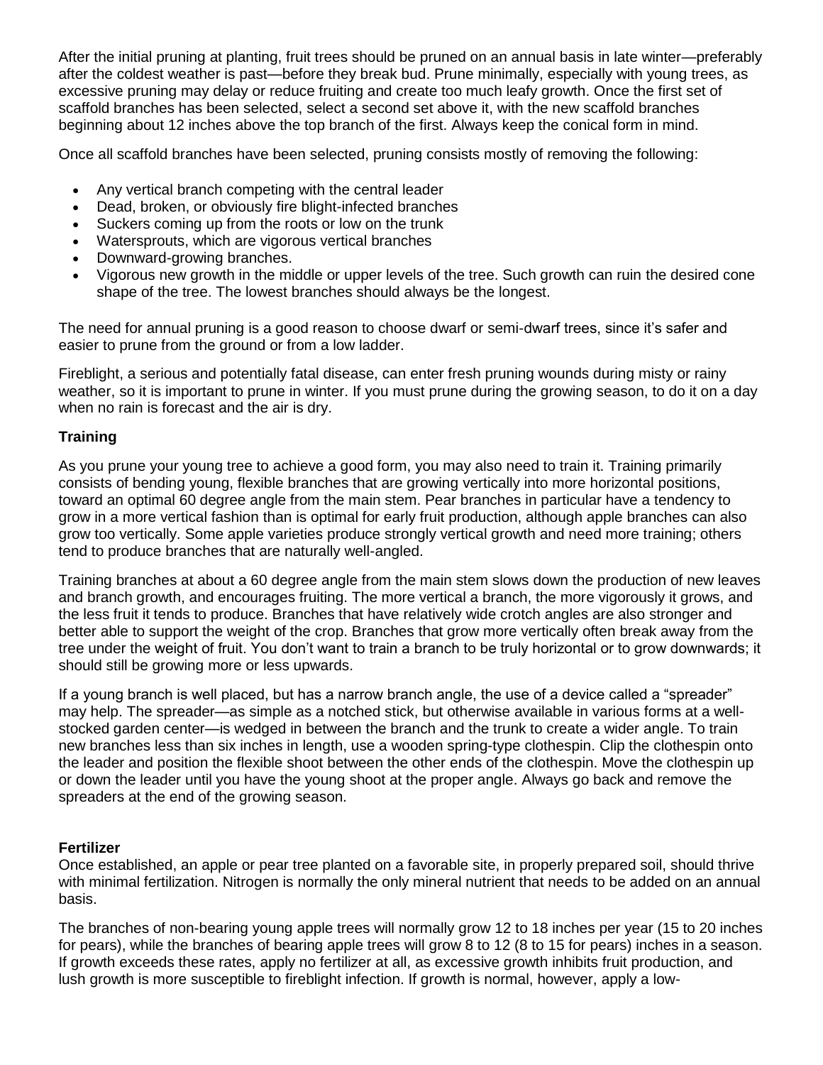After the initial pruning at planting, fruit trees should be pruned on an annual basis in late winter—preferably after the coldest weather is past—before they break bud. Prune minimally, especially with young trees, as excessive pruning may delay or reduce fruiting and create too much leafy growth. Once the first set of scaffold branches has been selected, select a second set above it, with the new scaffold branches beginning about 12 inches above the top branch of the first. Always keep the conical form in mind.

Once all scaffold branches have been selected, pruning consists mostly of removing the following:

- Any vertical branch competing with the central leader
- Dead, broken, or obviously fire blight-infected branches
- Suckers coming up from the roots or low on the trunk
- Watersprouts, which are vigorous vertical branches
- Downward-growing branches.
- Vigorous new growth in the middle or upper levels of the tree. Such growth can ruin the desired cone shape of the tree. The lowest branches should always be the longest.

The need for annual pruning is a good reason to choose dwarf or semi-dwarf trees, since it's safer and easier to prune from the ground or from a low ladder.

Fireblight, a serious and potentially fatal disease, can enter fresh pruning wounds during misty or rainy weather, so it is important to prune in winter. If you must prune during the growing season, to do it on a day when no rain is forecast and the air is dry.

**Training**

As you prune your young tree to achieve a good form, you may also need to train it. Training primarily consists of bending young, flexible branches that are growing vertically into more horizontal positions, toward an optimal 60 degree angle from the main stem. Pear branches in particular have a tendency to grow in a more vertical fashion than is optimal for early fruit production, although apple branches can also grow too vertically. Some apple varieties produce strongly vertical growth and need more training; others tend to produce branches that are naturally well-angled.

Training branches at about a 60 degree angle from the main stem slows down the production of new leaves and branch growth, and encourages fruiting. The more vertical a branch, the more vigorously it grows, and the less fruit it tends to produce. Branches that have relatively wide crotch angles are also stronger and better able to support the weight of the crop. Branches that grow more vertically often break away from the tree under the weight of fruit. You don't want to train a branch to be truly horizontal or to grow downwards; it should still be growing more or less upwards.

If a young branch is well placed, but has a narrow branch angle, the use of a device called a "spreader" may help. The spreader—as simple as a notched stick, but otherwise available in various forms at a well-stocked garden center—is wedged in between the branch and the trunk to create a wider angle. To train new branches less than six inches in length, use a wooden spring-type clothespin. Clip the clothespin onto the leader and position the flexible shoot between the other ends of the clothespin. Move the clothespin up or down the leader until you have the young shoot at the proper angle. Always go back and remove the spreaders at the end of the growing season.

**Fertilizer**

Once established, an apple or pear tree planted on a favorable site, in properly prepared soil, should thrive with minimal fertilization. Nitrogen is normally the only mineral nutrient that needs to be added on an annual basis.

The branches of non-bearing young apple trees will normally grow 12 to 18 inches per year (15 to 20 inches for pears), while the branches of bearing apple trees will grow 8 to 12 (8 to 15 for pears) inches in a season. If growth exceeds these rates, apply no fertilizer at all, as excessive growth inhibits fruit production, and lush growth is more susceptible to fireblight infection. If growth is normal, however, apply a low-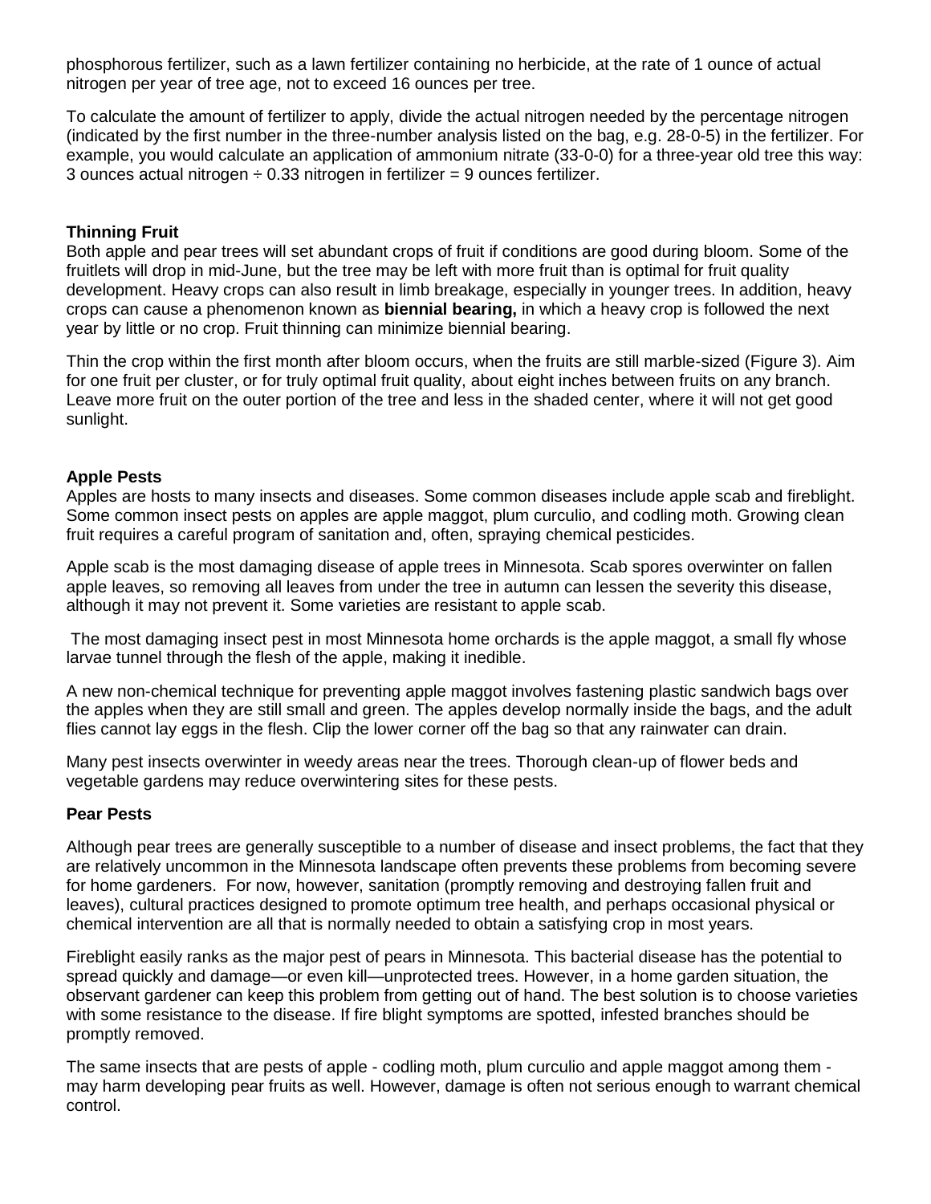phosphorous fertilizer, such as a lawn fertilizer containing no herbicide, at the rate of 1 ounce of actual nitrogen per year of tree age, not to exceed 16 ounces per tree.

To calculate the amount of fertilizer to apply, divide the actual nitrogen needed by the percentage nitrogen (indicated by the first number in the three-number analysis listed on the bag, e.g. 28-0-5) in the fertilizer. For example, you would calculate an application of ammonium nitrate (33-0-0) for a three-year old tree this way: 3 ounces actual nitrogen ÷ 0.33 nitrogen in fertilizer = 9 ounces fertilizer.

**Thinning Fruit**

Both apple and pear trees will set abundant crops of fruit if conditions are good during bloom. Some of the fruitlets will drop in mid-June, but the tree may be left with more fruit than is optimal for fruit quality development. Heavy crops can also result in limb breakage, especially in younger trees. In addition, heavy crops can cause a phenomenon known as **biennial bearing,** in which a heavy crop is followed the next year by little or no crop. Fruit thinning can minimize biennial bearing.

Thin the crop within the first month after bloom occurs, when the fruits are still marble-sized (Figure 3). Aim for one fruit per cluster, or for truly optimal fruit quality, about eight inches between fruits on any branch. Leave more fruit on the outer portion of the tree and less in the shaded center, where it will not get good sunlight.

**Apple Pests**

Apples are hosts to many insects and diseases. Some common diseases include apple scab and fireblight. Some common insect pests on apples are apple maggot, plum curculio, and codling moth. Growing clean fruit requires a careful program of sanitation and, often, spraying chemical pesticides.

Apple scab is the most damaging disease of apple trees in Minnesota. Scab spores overwinter on fallen apple leaves, so removing all leaves from under the tree in autumn can lessen the severity this disease, although it may not prevent it. Some varieties are resistant to apple scab.

The most damaging insect pest in most Minnesota home orchards is the apple maggot, a small fly whose larvae tunnel through the flesh of the apple, making it inedible.

A new non-chemical technique for preventing apple maggot involves fastening plastic sandwich bags over the apples when they are still small and green. The apples develop normally inside the bags, and the adult flies cannot lay eggs in the flesh. Clip the lower corner off the bag so that any rainwater can drain.

Many pest insects overwinter in weedy areas near the trees. Thorough clean-up of flower beds and vegetable gardens may reduce overwintering sites for these pests.

**Pear Pests**

Although pear trees are generally susceptible to a number of disease and insect problems, the fact that they are relatively uncommon in the Minnesota landscape often prevents these problems from becoming severe for home gardeners. For now, however, sanitation (promptly removing and destroying fallen fruit and leaves), cultural practices designed to promote optimum tree health, and perhaps occasional physical or chemical intervention are all that is normally needed to obtain a satisfying crop in most years.

Fireblight easily ranks as the major pest of pears in Minnesota. This bacterial disease has the potential to spread quickly and damage—or even kill—unprotected trees. However, in a home garden situation, the observant gardener can keep this problem from getting out of hand. The best solution is to choose varieties with some resistance to the disease. If fire blight symptoms are spotted, infested branches should be promptly removed.

The same insects that are pests of apple - codling moth, plum curculio and apple maggot among them - may harm developing pear fruits as well. However, damage is often not serious enough to warrant chemical control.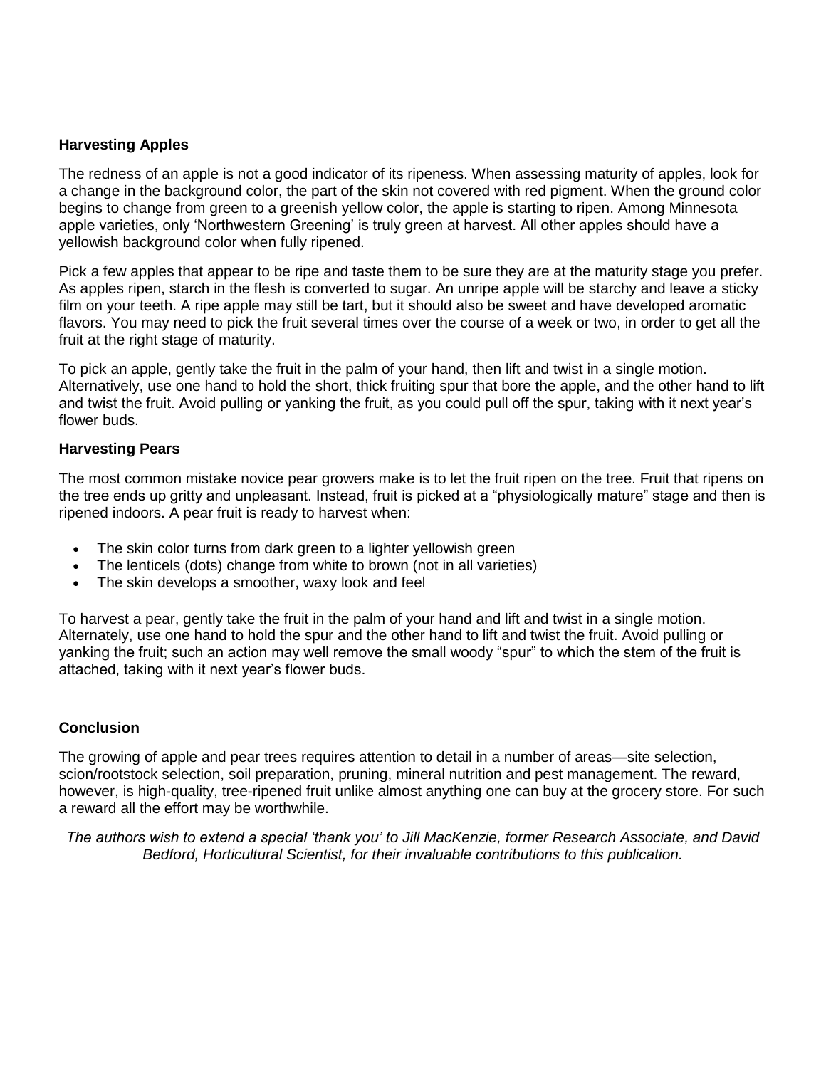### Harvesting Apples

The redness of an apple is not a good indicator of its ripeness. When assessing maturity of apples, look for a change in the background color, the part of the skin not covered with red pigment. When the ground color begins to change from green to a greenish yellow color, the apple is starting to ripen. Among Minnesota apple varieties, only 'Northwestern Greening' is truly green at harvest. All other apples should have a yellowish background color when fully ripened.

Pick a few apples that appear to be ripe and taste them to be sure they are at the maturity stage you prefer. As apples ripen, starch in the flesh is converted to sugar. An unripe apple will be starchy and leave a sticky film on your teeth. A ripe apple may still be tart, but it should also be sweet and have developed aromatic flavors. You may need to pick the fruit several times over the course of a week or two, in order to get all the fruit at the right stage of maturity.

To pick an apple, gently take the fruit in the palm of your hand, then lift and twist in a single motion. Alternatively, use one hand to hold the short, thick fruiting spur that bore the apple, and the other hand to lift and twist the fruit. Avoid pulling or yanking the fruit, as you could pull off the spur, taking with it next year's flower buds.

### Harvesting Pears

The most common mistake novice pear growers make is to let the fruit ripen on the tree. Fruit that ripens on the tree ends up gritty and unpleasant. Instead, fruit is picked at a "physiologically mature" stage and then is ripened indoors. A pear fruit is ready to harvest when:

- The skin color turns from dark green to a lighter yellowish green
- The lenticels (dots) change from white to brown (not in all varieties)
- The skin develops a smoother, waxy look and feel

To harvest a pear, gently take the fruit in the palm of your hand and lift and twist in a single motion. Alternately, use one hand to hold the spur and the other hand to lift and twist the fruit. Avoid pulling or yanking the fruit; such an action may well remove the small woody "spur" to which the stem of the fruit is attached, taking with it next year's flower buds.

### Conclusion

The growing of apple and pear trees requires attention to detail in a number of areas—site selection, scion/rootstock selection, soil preparation, pruning, mineral nutrition and pest management. The reward, however, is high-quality, tree-ripened fruit unlike almost anything one can buy at the grocery store. For such a reward all the effort may be worthwhile.

*The authors wish to extend a special 'thank you' to Jill MacKenzie, former Research Associate, and David Bedford, Horticultural Scientist, for their invaluable contributions to this publication.*